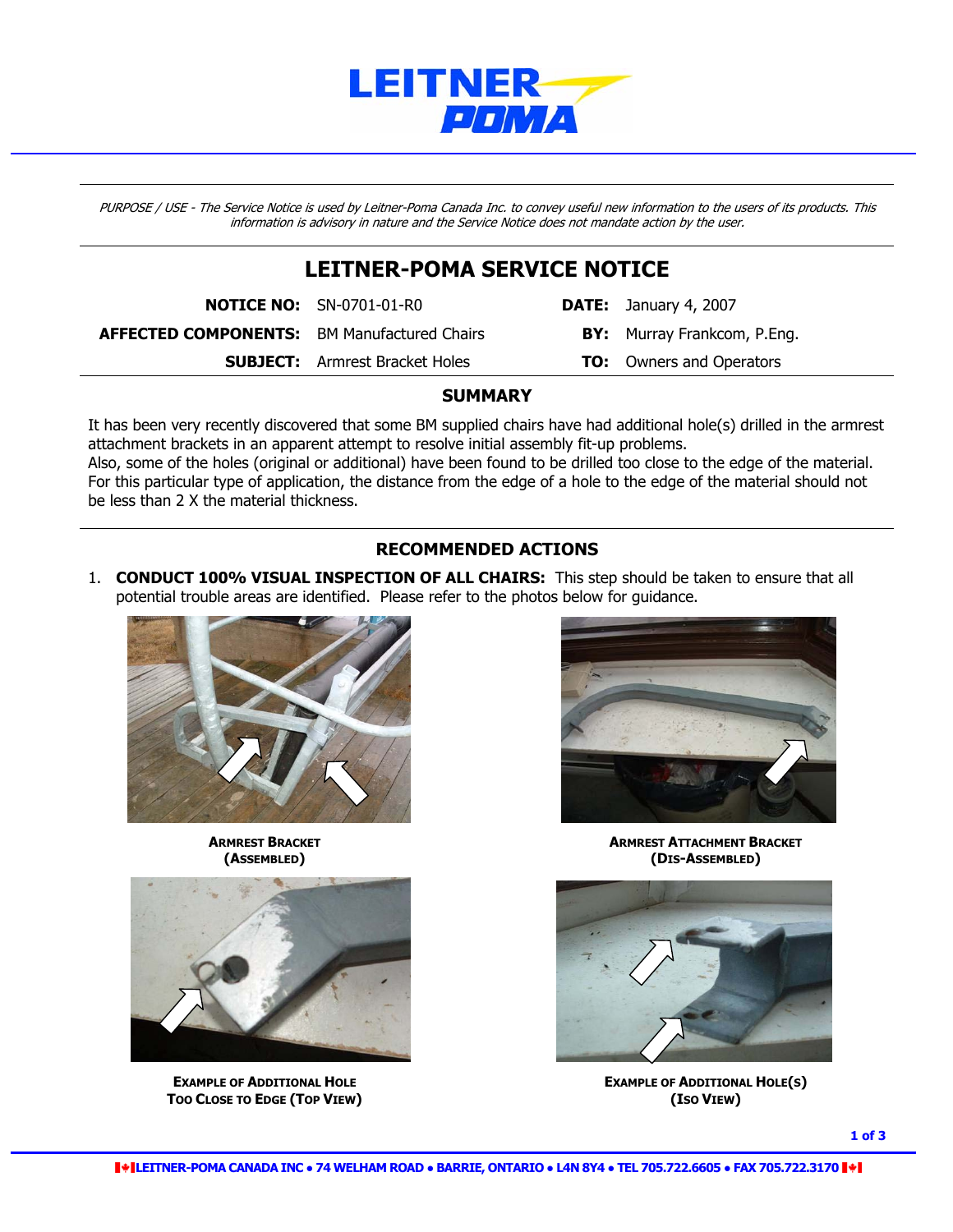*PURPOSE / USE - The Service Notice is used by Leitner-Poma Canada Inc. to convey useful new information to the users of its products. This information is advisory in nature and the Service Notice does not mandate action by the user.*

# LEITNER-POMA SERVICE NOTICE

| | | | |
|---|---|---|---|
| **NOTICE NO:** | SN-0701-01-R0 | **DATE:** | January 4, 2007 |
| **AFFECTED COMPONENTS:** | BM Manufactured Chairs | **BY:** | Murray Frankcom, P.Eng. |
| **SUBJECT:** | Armrest Bracket Holes | **TO:** | Owners and Operators |

## SUMMARY

It has been very recently discovered that some BM supplied chairs have had additional hole(s) drilled in the armrest attachment brackets in an apparent attempt to resolve initial assembly fit-up problems.
Also, some of the holes (original or additional) have been found to be drilled too close to the edge of the material. For this particular type of application, the distance from the edge of a hole to the edge of the material should not be less than 2 X the material thickness.

## RECOMMENDED ACTIONS

1. **CONDUCT 100% VISUAL INSPECTION OF ALL CHAIRS:** This step should be taken to ensure that all potential trouble areas are identified. Please refer to the photos below for guidance.

**ARMREST BRACKET (ASSEMBLED)**

**ARMREST ATTACHMENT BRACKET (DIS-ASSEMBLED)**

**EXAMPLE OF ADDITIONAL HOLE TOO CLOSE TO EDGE (TOP VIEW)**

**EXAMPLE OF ADDITIONAL HOLE(S) (ISO VIEW)**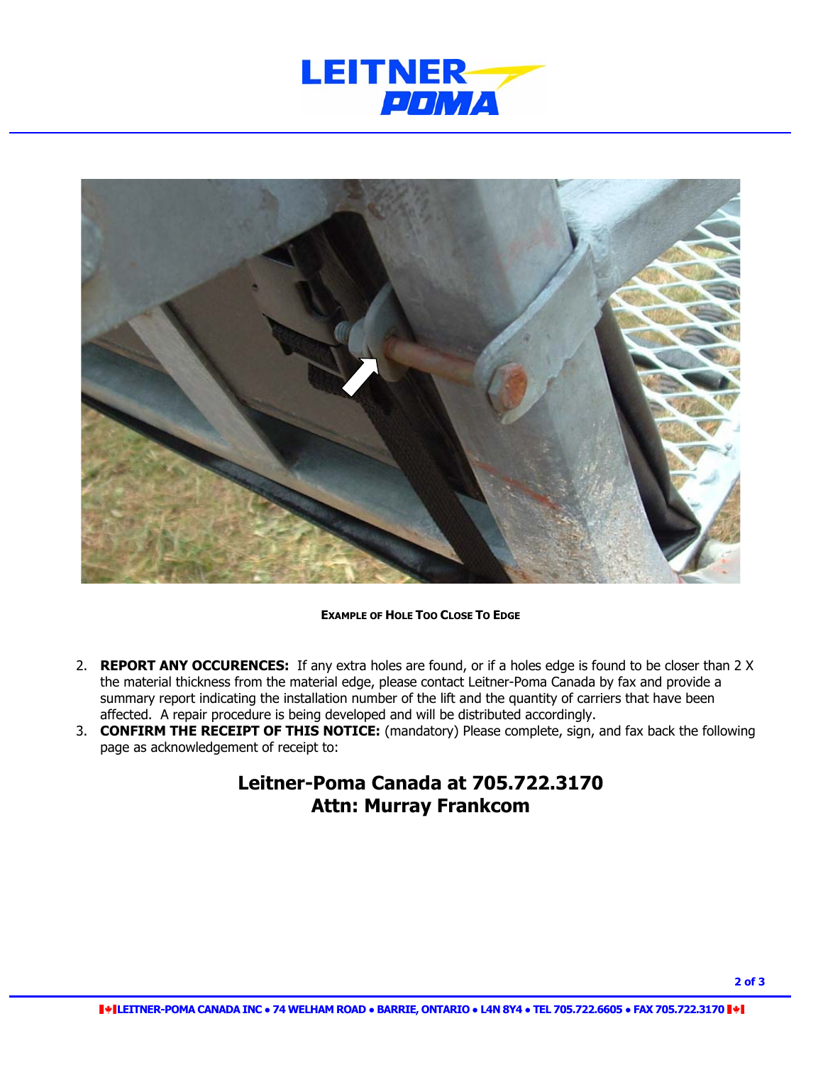**EXAMPLE OF HOLE TOO CLOSE TO EDGE**

2. **REPORT ANY OCCURENCES:** If any extra holes are found, or if a holes edge is found to be closer than 2 X the material thickness from the material edge, please contact Leitner-Poma Canada by fax and provide a summary report indicating the installation number of the lift and the quantity of carriers that have been affected. A repair procedure is being developed and will be distributed accordingly.
3. **CONFIRM THE RECEIPT OF THIS NOTICE:** (mandatory) Please complete, sign, and fax back the following page as acknowledgement of receipt to:

**Leitner-Poma Canada at 705.722.3170**
**Attn: Murray Frankcom**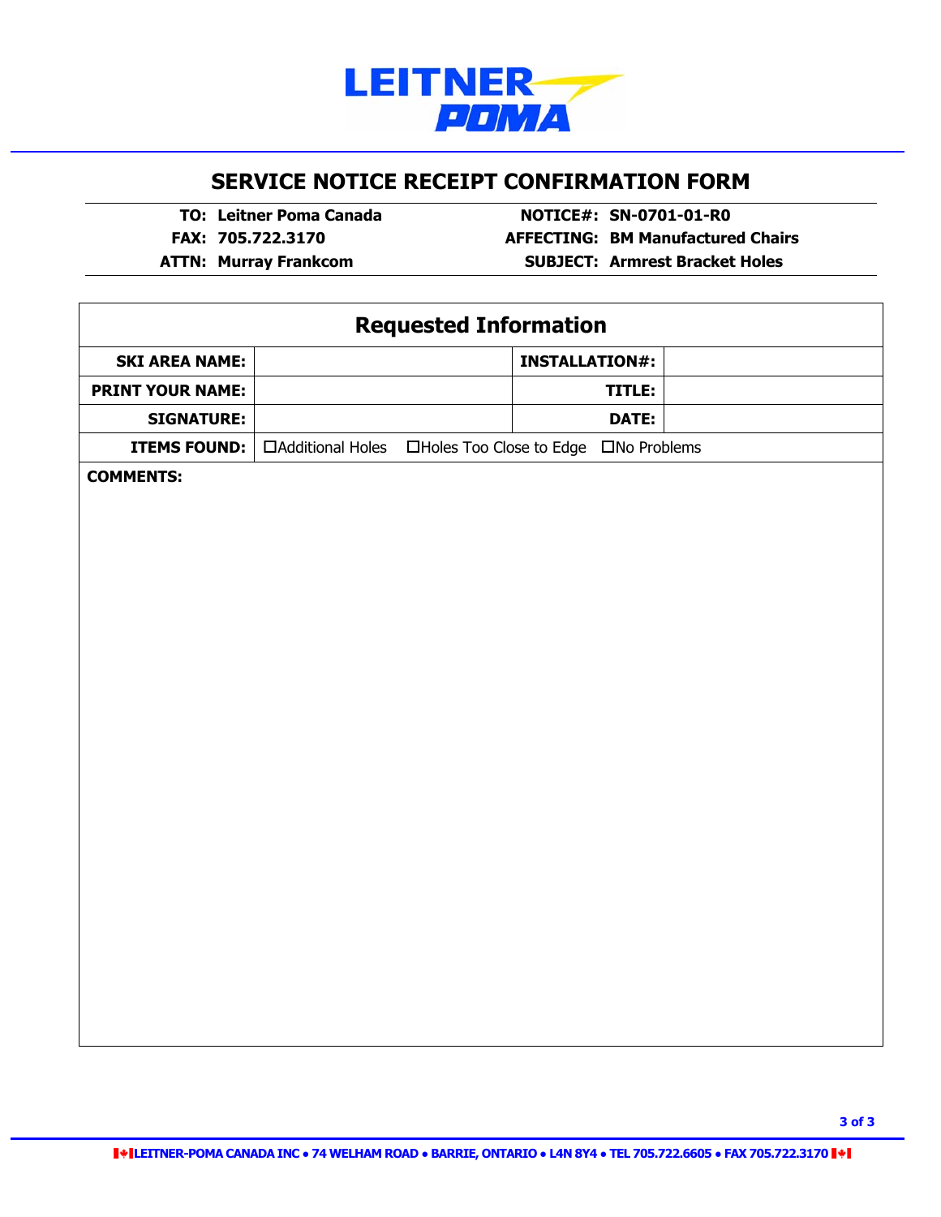LEITNER POMA

## SERVICE NOTICE RECEIPT CONFIRMATION FORM

| | | | |
|---|---|---|---|
| **TO:** | **Leitner Poma Canada** | **NOTICE#:** | **SN-0701-01-R0** |
| **FAX:** | **705.722.3170** | **AFFECTING:** | **BM Manufactured Chairs** |
| **ATTN:** | **Murray Frankcom** | **SUBJECT:** | **Armrest Bracket Holes** |

### Requested Information

| | | | |
|---|---|---|---|
| **SKI AREA NAME:** | | **INSTALLATION#:** | |
| **PRINT YOUR NAME:** | | **TITLE:** | |
| **SIGNATURE:** | | **DATE:** | |
| **ITEMS FOUND:** | ☐Additional Holes ☐Holes Too Close to Edge ☐No Problems | | |

**COMMENTS:**

LEITNER-POMA CANADA INC • 74 WELHAM ROAD • BARRIE, ONTARIO • L4N 8Y4 • TEL 705.722.6605 • FAX 705.722.3170